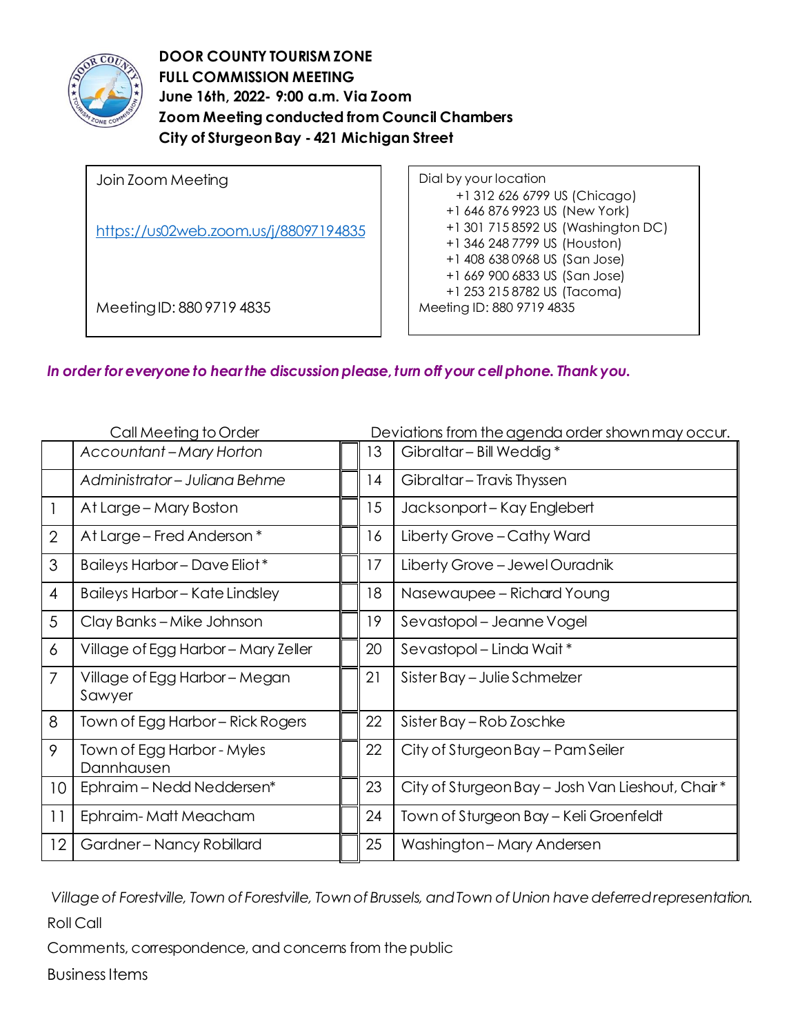**DOOR COUNTY TOURISM ZONE**
**FULL COMMISSION MEETING**
**June 16th, 2022- 9:00 a.m. Via Zoom**
**Zoom Meeting conducted from Council Chambers**
**City of Sturgeon Bay - 421 Michigan Street**

| Join Zoom Meeting | Dial by your location |
|---|---|
| https://us02web.zoom.us/j/88097194835 | +1 312 626 6799 US (Chicago)<br>+1 646 876 9923 US (New York)<br>+1 301 715 8592 US (Washington DC)<br>+1 346 248 7799 US (Houston)<br>+1 408 638 0968 US (San Jose)<br>+1 669 900 6833 US (San Jose)<br>+1 253 215 8782 US (Tacoma) |
| Meeting ID: 880 9719 4835 | Meeting ID: 880 9719 4835 |

***In order for everyone to hear the discussion please, turn off your cell phone. Thank you.***

Call Meeting to Order — Deviations from the agenda order shown may occur.

| | | | | |
|---|---|---|---|---|
| | *Accountant – Mary Horton* | | 13 | Gibraltar – Bill Weddig * |
| | *Administrator – Juliana Behme* | | 14 | Gibraltar – Travis Thyssen |
| 1 | At Large – Mary Boston | | 15 | Jacksonport – Kay Englebert |
| 2 | At Large – Fred Anderson * | | 16 | Liberty Grove – Cathy Ward |
| 3 | Baileys Harbor – Dave Eliot * | | 17 | Liberty Grove – Jewel Ouradnik |
| 4 | Baileys Harbor – Kate Lindsley | | 18 | Nasewaupee – Richard Young |
| 5 | Clay Banks – Mike Johnson | | 19 | Sevastopol – Jeanne Vogel |
| 6 | Village of Egg Harbor – Mary Zeller | | 20 | Sevastopol – Linda Wait * |
| 7 | Village of Egg Harbor – Megan Sawyer | | 21 | Sister Bay – Julie Schmelzer |
| 8 | Town of Egg Harbor – Rick Rogers | | 22 | Sister Bay – Rob Zoschke |
| 9 | Town of Egg Harbor - Myles Dannhausen | | 22 | City of Sturgeon Bay – Pam Seiler |
| 10 | Ephraim – Nedd Neddersen* | | 23 | City of Sturgeon Bay – Josh Van Lieshout, Chair * |
| 11 | Ephraim- Matt Meacham | | 24 | Town of Sturgeon Bay – Keli Groenfeldt |
| 12 | Gardner – Nancy Robillard | | 25 | Washington – Mary Andersen |

*Village of Forestville, Town of Forestville, Town of Brussels, and Town of Union have deferred representation.*

Roll Call

Comments, correspondence, and concerns from the public

Business Items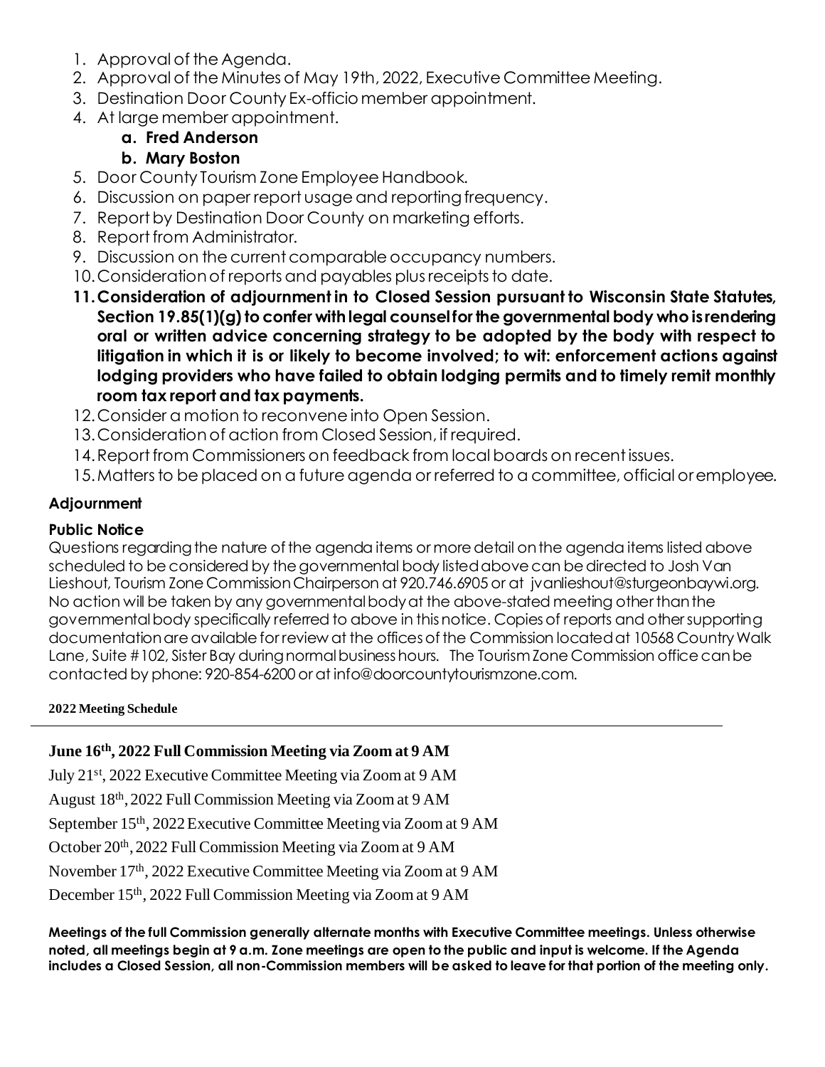1. Approval of the Agenda.
2. Approval of the Minutes of May 19th, 2022, Executive Committee Meeting.
3. Destination Door County Ex-officio member appointment.
4. At large member appointment.
   a. **Fred Anderson**
   b. **Mary Boston**
5. Door County Tourism Zone Employee Handbook.
6. Discussion on paper report usage and reporting frequency.
7. Report by Destination Door County on marketing efforts.
8. Report from Administrator.
9. Discussion on the current comparable occupancy numbers.
10. Consideration of reports and payables plus receipts to date.
11. **Consideration of adjournment in to Closed Session pursuant to Wisconsin State Statutes, Section 19.85(1)(g) to confer with legal counsel for the governmental body who is rendering oral or written advice concerning strategy to be adopted by the body with respect to litigation in which it is or likely to become involved; to wit: enforcement actions against lodging providers who have failed to obtain lodging permits and to timely remit monthly room tax report and tax payments.**
12. Consider a motion to reconvene into Open Session.
13. Consideration of action from Closed Session, if required.
14. Report from Commissioners on feedback from local boards on recent issues.
15. Matters to be placed on a future agenda or referred to a committee, official or employee.

**Adjournment**

**Public Notice**

Questions regarding the nature of the agenda items or more detail on the agenda items listed above scheduled to be considered by the governmental body listed above can be directed to Josh Van Lieshout, Tourism Zone Commission Chairperson at 920.746.6905 or at jvanlieshout@sturgeonbaywi.org. No action will be taken by any governmental body at the above-stated meeting other than the governmental body specifically referred to above in this notice. Copies of reports and other supporting documentation are available for review at the offices of the Commission located at 10568 Country Walk Lane, Suite #102, Sister Bay during normal business hours. The Tourism Zone Commission office can be contacted by phone: 920-854-6200 or at info@doorcountytourismzone.com.

**2022 Meeting Schedule**

---

**June 16th, 2022 Full Commission Meeting via Zoom at 9 AM**

July 21st, 2022 Executive Committee Meeting via Zoom at 9 AM

August 18th, 2022 Full Commission Meeting via Zoom at 9 AM

September 15th, 2022 Executive Committee Meeting via Zoom at 9 AM

October 20th, 2022 Full Commission Meeting via Zoom at 9 AM

November 17th, 2022 Executive Committee Meeting via Zoom at 9 AM

December 15th, 2022 Full Commission Meeting via Zoom at 9 AM

**Meetings of the full Commission generally alternate months with Executive Committee meetings. Unless otherwise noted, all meetings begin at 9 a.m. Zone meetings are open to the public and input is welcome. If the Agenda includes a Closed Session, all non-Commission members will be asked to leave for that portion of the meeting only.**